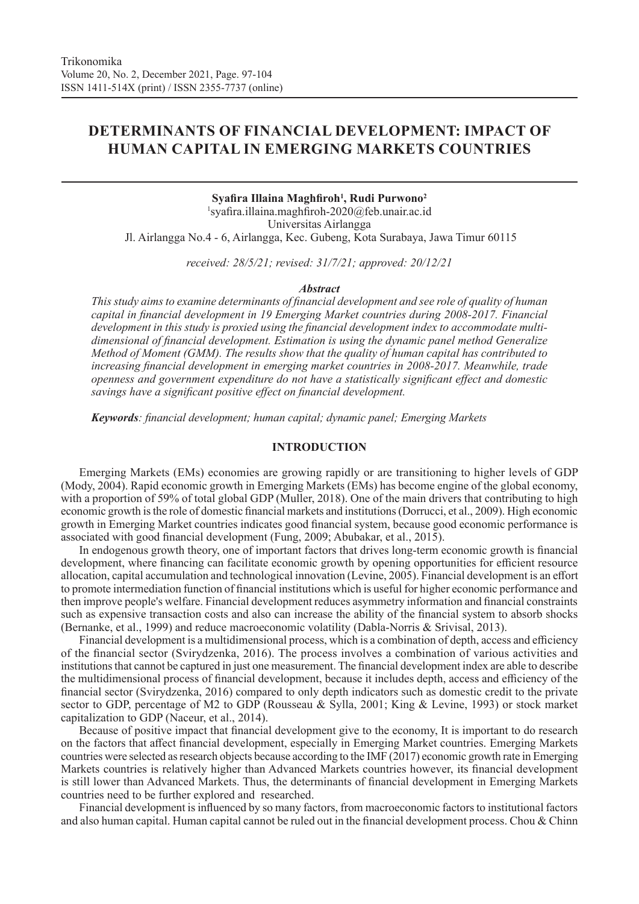# DETERMINANTS OF FINANCIAL DEVELOPMENT: IMPACT OF HUMAN CAPITAL IN EMERGING MARKETS COUNTRIES

**Syafira Illaina Maghfiroh[1], Rudi Purwono[2]**

[1]syafira.illaina.maghfiroh-2020@feb.unair.ac.id
Universitas Airlangga
Jl. Airlangga No.4 - 6, Airlangga, Kec. Gubeng, Kota Surabaya, Jawa Timur 60115

*received: 28/5/21; revised: 31/7/21; approved: 20/12/21*

### *Abstract*

*This study aims to examine determinants of financial development and see role of quality of human capital in financial development in 19 Emerging Market countries during 2008-2017. Financial development in this study is proxied using the financial development index to accommodate multi-dimensional of financial development. Estimation is using the dynamic panel method Generalize Method of Moment (GMM). The results show that the quality of human capital has contributed to increasing financial development in emerging market countries in 2008-2017. Meanwhile, trade openness and government expenditure do not have a statistically significant effect and domestic savings have a significant positive effect on financial development.*

***Keywords**: financial development; human capital; dynamic panel; Emerging Markets*

## INTRODUCTION

Emerging Markets (EMs) economies are growing rapidly or are transitioning to higher levels of GDP (Mody, 2004). Rapid economic growth in Emerging Markets (EMs) has become engine of the global economy, with a proportion of 59% of total global GDP (Muller, 2018). One of the main drivers that contributing to high economic growth is the role of domestic financial markets and institutions (Dorrucci, et al., 2009). High economic growth in Emerging Market countries indicates good financial system, because good economic performance is associated with good financial development (Fung, 2009; Abubakar, et al., 2015).

In endogenous growth theory, one of important factors that drives long-term economic growth is financial development, where financing can facilitate economic growth by opening opportunities for efficient resource allocation, capital accumulation and technological innovation (Levine, 2005). Financial development is an effort to promote intermediation function of financial institutions which is useful for higher economic performance and then improve people's welfare. Financial development reduces asymmetry information and financial constraints such as expensive transaction costs and also can increase the ability of the financial system to absorb shocks (Bernanke, et al., 1999) and reduce macroeconomic volatility (Dabla-Norris & Srivisal, 2013).

Financial development is a multidimensional process, which is a combination of depth, access and efficiency of the financial sector (Svirydzenka, 2016). The process involves a combination of various activities and institutions that cannot be captured in just one measurement. The financial development index are able to describe the multidimensional process of financial development, because it includes depth, access and efficiency of the financial sector (Svirydzenka, 2016) compared to only depth indicators such as domestic credit to the private sector to GDP, percentage of M2 to GDP (Rousseau & Sylla, 2001; King & Levine, 1993) or stock market capitalization to GDP (Naceur, et al., 2014).

Because of positive impact that financial development give to the economy, It is important to do research on the factors that affect financial development, especially in Emerging Market countries. Emerging Markets countries were selected as research objects because according to the IMF (2017) economic growth rate in Emerging Markets countries is relatively higher than Advanced Markets countries however, its financial development is still lower than Advanced Markets. Thus, the determinants of financial development in Emerging Markets countries need to be further explored and researched.

Financial development is influenced by so many factors, from macroeconomic factors to institutional factors and also human capital. Human capital cannot be ruled out in the financial development process. Chou & Chinn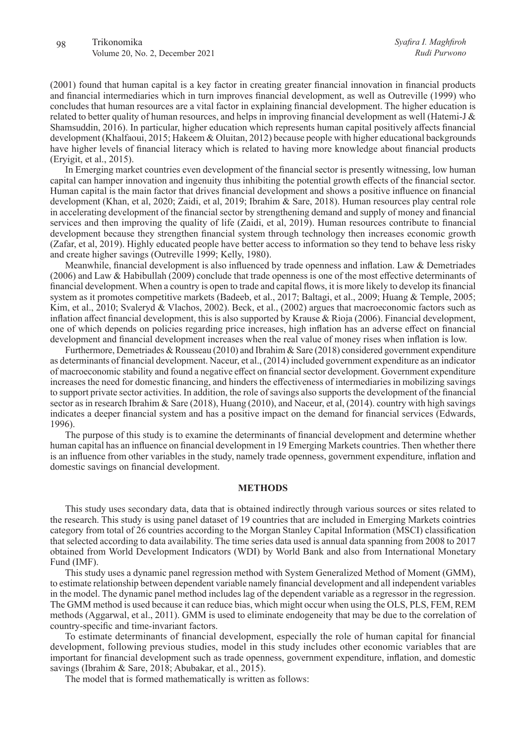(2001) found that human capital is a key factor in creating greater financial innovation in financial products and financial intermediaries which in turn improves financial development, as well as Outreville (1999) who concludes that human resources are a vital factor in explaining financial development. The higher education is related to better quality of human resources, and helps in improving financial development as well (Hatemi-J & Shamsuddin, 2016). In particular, higher education which represents human capital positively affects financial development (Khalfaoui, 2015; Hakeem & Oluitan, 2012) because people with higher educational backgrounds have higher levels of financial literacy which is related to having more knowledge about financial products (Eryigit, et al., 2015).

In Emerging market countries even development of the financial sector is presently witnessing, low human capital can hamper innovation and ingenuity thus inhibiting the potential growth effects of the financial sector. Human capital is the main factor that drives financial development and shows a positive influence on financial development (Khan, et al, 2020; Zaidi, et al, 2019; Ibrahim & Sare, 2018). Human resources play central role in accelerating development of the financial sector by strengthening demand and supply of money and financial services and then improving the quality of life (Zaidi, et al, 2019). Human resources contribute to financial development because they strengthen financial system through technology then increases economic growth (Zafar, et al, 2019). Highly educated people have better access to information so they tend to behave less risky and create higher savings (Outreville 1999; Kelly, 1980).

Meanwhile, financial development is also influenced by trade openness and inflation. Law & Demetriades (2006) and Law & Habibullah (2009) conclude that trade openness is one of the most effective determinants of financial development. When a country is open to trade and capital flows, it is more likely to develop its financial system as it promotes competitive markets (Badeeb, et al., 2017; Baltagi, et al., 2009; Huang & Temple, 2005; Kim, et al., 2010; Svaleryd & Vlachos, 2002). Beck, et al., (2002) argues that macroeconomic factors such as inflation affect financial development, this is also supported by Krause & Rioja (2006). Financial development, one of which depends on policies regarding price increases, high inflation has an adverse effect on financial development and financial development increases when the real value of money rises when inflation is low.

Furthermore, Demetriades & Rousseau (2010) and Ibrahim & Sare (2018) considered government expenditure as determinants of financial development. Naceur, et al., (2014) included government expenditure as an indicator of macroeconomic stability and found a negative effect on financial sector development. Government expenditure increases the need for domestic financing, and hinders the effectiveness of intermediaries in mobilizing savings to support private sector activities. In addition, the role of savings also supports the development of the financial sector as in research Ibrahim & Sare (2018), Huang (2010), and Naceur, et al, (2014). country with high savings indicates a deeper financial system and has a positive impact on the demand for financial services (Edwards, 1996).

The purpose of this study is to examine the determinants of financial development and determine whether human capital has an influence on financial development in 19 Emerging Markets countries. Then whether there is an influence from other variables in the study, namely trade openness, government expenditure, inflation and domestic savings on financial development.

## METHODS

This study uses secondary data, data that is obtained indirectly through various sources or sites related to the research. This study is using panel dataset of 19 countries that are included in Emerging Markets cointries category from total of 26 countries according to the Morgan Stanley Capital Information (MSCI) classification that selected according to data availability. The time series data used is annual data spanning from 2008 to 2017 obtained from World Development Indicators (WDI) by World Bank and also from International Monetary Fund (IMF).

This study uses a dynamic panel regression method with System Generalized Method of Moment (GMM), to estimate relationship between dependent variable namely financial development and all independent variables in the model. The dynamic panel method includes lag of the dependent variable as a regressor in the regression. The GMM method is used because it can reduce bias, which might occur when using the OLS, PLS, FEM, REM methods (Aggarwal, et al., 2011). GMM is used to eliminate endogeneity that may be due to the correlation of country-specific and time-invariant factors.

To estimate determinants of financial development, especially the role of human capital for financial development, following previous studies, model in this study includes other economic variables that are important for financial development such as trade openness, government expenditure, inflation, and domestic savings (Ibrahim & Sare, 2018; Abubakar, et al., 2015).

The model that is formed mathematically is written as follows: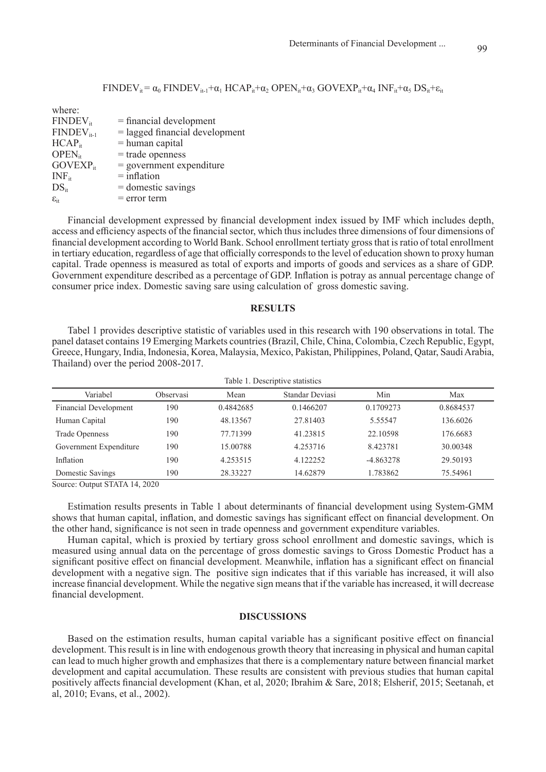$$FINDEV_{it} = \alpha_0\, FINDEV_{it\text{-}1} + \alpha_1\, HCAP_{it} + \alpha_2\, OPEN_{it} + \alpha_3\, GOVEXP_{it} + \alpha_4\, INF_{it} + \alpha_5\, DS_{it} + \varepsilon_{it}$$

where:

$FINDEV_{it}$ = financial development
$FINDEV_{it-1}$ = lagged financial development
$HCAP_{it}$ = human capital
$OPEN_{it}$ = trade openness
$GOVEXP_{it}$ = government expenditure
$INF_{it}$ = inflation
$DS_{it}$ = domestic savings
$\varepsilon_{it}$ = error term

Financial development expressed by financial development index issued by IMF which includes depth, access and efficiency aspects of the financial sector, which thus includes three dimensions of four dimensions of financial development according to World Bank. School enrollment tertiaty gross that is ratio of total enrollment in tertiary education, regardless of age that officially corresponds to the level of education shown to proxy human capital. Trade openness is measured as total of exports and imports of goods and services as a share of GDP. Government expenditure described as a percentage of GDP. Inflation is potray as annual percentage change of consumer price index. Domestic saving sare using calculation of gross domestic saving.

## RESULTS

Tabel 1 provides descriptive statistic of variables used in this research with 190 observations in total. The panel dataset contains 19 Emerging Markets countries (Brazil, Chile, China, Colombia, Czech Republic, Egypt, Greece, Hungary, India, Indonesia, Korea, Malaysia, Mexico, Pakistan, Philippines, Poland, Qatar, Saudi Arabia, Thailand) over the period 2008-2017.

Table 1. Descriptive statistics

| Variabel | Observasi | Mean | Standar Deviasi | Min | Max |
|---|---|---|---|---|---|
| Financial Development | 190 | 0.4842685 | 0.1466207 | 0.1709273 | 0.8684537 |
| Human Capital | 190 | 48.13567 | 27.81403 | 5.55547 | 136.6026 |
| Trade Openness | 190 | 77.71399 | 41.23815 | 22.10598 | 176.6683 |
| Government Expenditure | 190 | 15.00788 | 4.253716 | 8.423781 | 30.00348 |
| Inflation | 190 | 4.253515 | 4.122252 | -4.863278 | 29.50193 |
| Domestic Savings | 190 | 28.33227 | 14.62879 | 1.783862 | 75.54961 |

Source: Output STATA 14, 2020

Estimation results presents in Table 1 about determinants of financial development using System-GMM shows that human capital, inflation, and domestic savings has significant effect on financial development. On the other hand, significance is not seen in trade openness and government expenditure variables.

Human capital, which is proxied by tertiary gross school enrollment and domestic savings, which is measured using annual data on the percentage of gross domestic savings to Gross Domestic Product has a significant positive effect on financial development. Meanwhile, inflation has a significant effect on financial development with a negative sign. The positive sign indicates that if this variable has increased, it will also increase financial development. While the negative sign means that if the variable has increased, it will decrease financial development.

## DISCUSSIONS

Based on the estimation results, human capital variable has a significant positive effect on financial development. This result is in line with endogenous growth theory that increasing in physical and human capital can lead to much higher growth and emphasizes that there is a complementary nature between financial market development and capital accumulation. These results are consistent with previous studies that human capital positively affects financial development (Khan, et al, 2020; Ibrahim & Sare, 2018; Elsherif, 2015; Seetanah, et al, 2010; Evans, et al., 2002).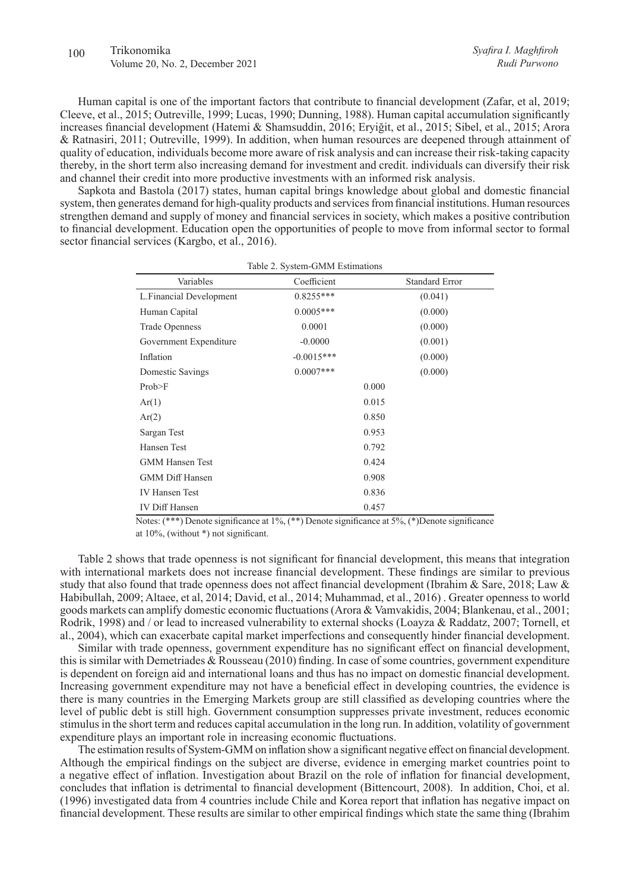Human capital is one of the important factors that contribute to financial development (Zafar, et al, 2019; Cleeve, et al., 2015; Outreville, 1999; Lucas, 1990; Dunning, 1988). Human capital accumulation significantly increases financial development (Hatemi & Shamsuddin, 2016; Eryiğit, et al., 2015; Sibel, et al., 2015; Arora & Ratnasiri, 2011; Outreville, 1999). In addition, when human resources are deepened through attainment of quality of education, individuals become more aware of risk analysis and can increase their risk-taking capacity thereby, in the short term also increasing demand for investment and credit. individuals can diversify their risk and channel their credit into more productive investments with an informed risk analysis.

Sapkota and Bastola (2017) states, human capital brings knowledge about global and domestic financial system, then generates demand for high-quality products and services from financial institutions. Human resources strengthen demand and supply of money and financial services in society, which makes a positive contribution to financial development. Education open the opportunities of people to move from informal sector to formal sector financial services (Kargbo, et al., 2016).

Table 2. System-GMM Estimations

| Variables | Coefficient | Standard Error |
|---|---|---|
| L.Financial Development | 0.8255*** | (0.041) |
| Human Capital | 0.0005*** | (0.000) |
| Trade Openness | 0.0001 | (0.000) |
| Government Expenditure | -0.0000 | (0.001) |
| Inflation | -0.0015*** | (0.000) |
| Domestic Savings | 0.0007*** | (0.000) |
| Prob>F | 0.000 | |
| Ar(1) | 0.015 | |
| Ar(2) | 0.850 | |
| Sargan Test | 0.953 | |
| Hansen Test | 0.792 | |
| GMM Hansen Test | 0.424 | |
| GMM Diff Hansen | 0.908 | |
| IV Hansen Test | 0.836 | |
| IV Diff Hansen | 0.457 | |

Notes: (***) Denote significance at 1%, (**) Denote significance at 5%, (*)Denote significance at 10%, (without *) not significant.

Table 2 shows that trade openness is not significant for financial development, this means that integration with international markets does not increase financial development. These findings are similar to previous study that also found that trade openness does not affect financial development (Ibrahim & Sare, 2018; Law & Habibullah, 2009; Altaee, et al, 2014; David, et al., 2014; Muhammad, et al., 2016) . Greater openness to world goods markets can amplify domestic economic fluctuations (Arora & Vamvakidis, 2004; Blankenau, et al., 2001; Rodrik, 1998) and / or lead to increased vulnerability to external shocks (Loayza & Raddatz, 2007; Tornell, et al., 2004), which can exacerbate capital market imperfections and consequently hinder financial development.

Similar with trade openness, government expenditure has no significant effect on financial development, this is similar with Demetriades & Rousseau (2010) finding. In case of some countries, government expenditure is dependent on foreign aid and international loans and thus has no impact on domestic financial development. Increasing government expenditure may not have a beneficial effect in developing countries, the evidence is there is many countries in the Emerging Markets group are still classified as developing countries where the level of public debt is still high. Government consumption suppresses private investment, reduces economic stimulus in the short term and reduces capital accumulation in the long run. In addition, volatility of government expenditure plays an important role in increasing economic fluctuations.

The estimation results of System-GMM on inflation show a significant negative effect on financial development. Although the empirical findings on the subject are diverse, evidence in emerging market countries point to a negative effect of inflation. Investigation about Brazil on the role of inflation for financial development, concludes that inflation is detrimental to financial development (Bittencourt, 2008). In addition, Choi, et al. (1996) investigated data from 4 countries include Chile and Korea report that inflation has negative impact on financial development. These results are similar to other empirical findings which state the same thing (Ibrahim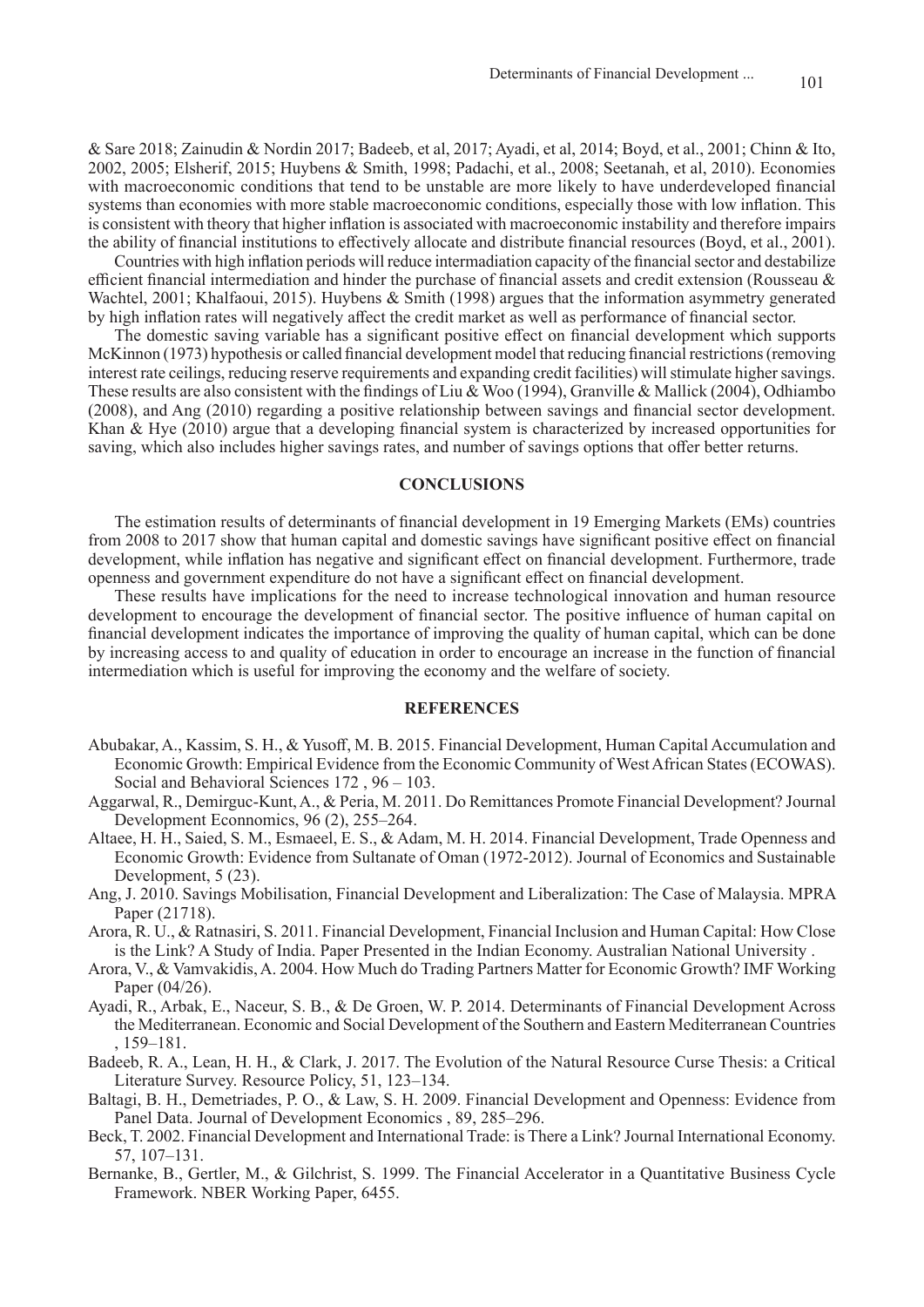& Sare 2018; Zainudin & Nordin 2017; Badeeb, et al, 2017; Ayadi, et al, 2014; Boyd, et al., 2001; Chinn & Ito, 2002, 2005; Elsherif, 2015; Huybens & Smith, 1998; Padachi, et al., 2008; Seetanah, et al, 2010). Economies with macroeconomic conditions that tend to be unstable are more likely to have underdeveloped financial systems than economies with more stable macroeconomic conditions, especially those with low inflation. This is consistent with theory that higher inflation is associated with macroeconomic instability and therefore impairs the ability of financial institutions to effectively allocate and distribute financial resources (Boyd, et al., 2001).

Countries with high inflation periods will reduce intermadiation capacity of the financial sector and destabilize efficient financial intermediation and hinder the purchase of financial assets and credit extension (Rousseau & Wachtel, 2001; Khalfaoui, 2015). Huybens & Smith (1998) argues that the information asymmetry generated by high inflation rates will negatively affect the credit market as well as performance of financial sector.

The domestic saving variable has a significant positive effect on financial development which supports McKinnon (1973) hypothesis or called financial development model that reducing financial restrictions (removing interest rate ceilings, reducing reserve requirements and expanding credit facilities) will stimulate higher savings. These results are also consistent with the findings of Liu & Woo (1994), Granville & Mallick (2004), Odhiambo (2008), and Ang (2010) regarding a positive relationship between savings and financial sector development. Khan & Hye (2010) argue that a developing financial system is characterized by increased opportunities for saving, which also includes higher savings rates, and number of savings options that offer better returns.

## CONCLUSIONS

The estimation results of determinants of financial development in 19 Emerging Markets (EMs) countries from 2008 to 2017 show that human capital and domestic savings have significant positive effect on financial development, while inflation has negative and significant effect on financial development. Furthermore, trade openness and government expenditure do not have a significant effect on financial development.

These results have implications for the need to increase technological innovation and human resource development to encourage the development of financial sector. The positive influence of human capital on financial development indicates the importance of improving the quality of human capital, which can be done by increasing access to and quality of education in order to encourage an increase in the function of financial intermediation which is useful for improving the economy and the welfare of society.

## REFERENCES

Abubakar, A., Kassim, S. H., & Yusoff, M. B. 2015. Financial Development, Human Capital Accumulation and Economic Growth: Empirical Evidence from the Economic Community of West African States (ECOWAS). Social and Behavioral Sciences 172 , 96 – 103.

Aggarwal, R., Demirguc-Kunt, A., & Peria, M. 2011. Do Remittances Promote Financial Development? Journal Development Econnomics, 96 (2), 255–264.

Altaee, H. H., Saied, S. M., Esmaeel, E. S., & Adam, M. H. 2014. Financial Development, Trade Openness and Economic Growth: Evidence from Sultanate of Oman (1972-2012). Journal of Economics and Sustainable Development, 5 (23).

Ang, J. 2010. Savings Mobilisation, Financial Development and Liberalization: The Case of Malaysia. MPRA Paper (21718).

Arora, R. U., & Ratnasiri, S. 2011. Financial Development, Financial Inclusion and Human Capital: How Close is the Link? A Study of India. Paper Presented in the Indian Economy. Australian National University .

Arora, V., & Vamvakidis, A. 2004. How Much do Trading Partners Matter for Economic Growth? IMF Working Paper (04/26).

Ayadi, R., Arbak, E., Naceur, S. B., & De Groen, W. P. 2014. Determinants of Financial Development Across the Mediterranean. Economic and Social Development of the Southern and Eastern Mediterranean Countries , 159–181.

Badeeb, R. A., Lean, H. H., & Clark, J. 2017. The Evolution of the Natural Resource Curse Thesis: a Critical Literature Survey. Resource Policy, 51, 123–134.

Baltagi, B. H., Demetriades, P. O., & Law, S. H. 2009. Financial Development and Openness: Evidence from Panel Data. Journal of Development Economics , 89, 285–296.

Beck, T. 2002. Financial Development and International Trade: is There a Link? Journal International Economy. 57, 107–131.

Bernanke, B., Gertler, M., & Gilchrist, S. 1999. The Financial Accelerator in a Quantitative Business Cycle Framework. NBER Working Paper, 6455.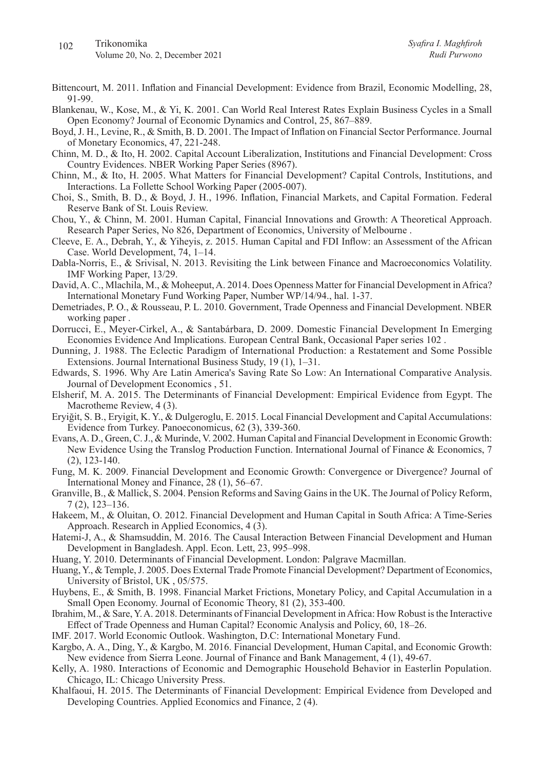Bittencourt, M. 2011. Inflation and Financial Development: Evidence from Brazil, Economic Modelling, 28, 91-99.

Blankenau, W., Kose, M., & Yi, K. 2001. Can World Real Interest Rates Explain Business Cycles in a Small Open Economy? Journal of Economic Dynamics and Control, 25, 867–889.

Boyd, J. H., Levine, R., & Smith, B. D. 2001. The Impact of Inflation on Financial Sector Performance. Journal of Monetary Economics, 47, 221-248.

Chinn, M. D., & Ito, H. 2002. Capital Account Liberalization, Institutions and Financial Development: Cross Country Evidences. NBER Working Matter Series (8967).

Chinn, M., & Ito, H. 2005. What Matters for Financial Development? Capital Controls, Institutions, and Interactions. La Follette School Working Paper (2005-007).

Choi, S., Smith, B. D., & Boyd, J. H., 1996. Inflation, Financial Markets, and Capital Formation. Federal Reserve Bank of St. Louis Review.

Chou, Y., & Chinn, M. 2001. Human Capital, Financial Innovations and Growth: A Theoretical Approach. Research Paper Series, No 826, Department of Economics, University of Melbourne .

Cleeve, E. A., Debrah, Y., & Yiheyis, z. 2015. Human Capital and FDI Inflow: an Assessment of the African Case. World Development, 74, 1–14.

Dabla-Norris, E., & Srivisal, N. 2013. Revisiting the Link between Finance and Macroeconomics Volatility. IMF Working Paper, 13/29.

David, A. C., Mlachila, M., & Moheeput, A. 2014. Does Openness Matter for Financial Development in Africa? International Monetary Fund Working Paper, Number WP/14/94., hal. 1-37.

Demetriades, P. O., & Rousseau, P. L. 2010. Government, Trade Openness and Financial Development. NBER working paper .

Dorrucci, E., Meyer-Cirkel, A., & Santabárbara, D. 2009. Domestic Financial Development In Emerging Economies Evidence And Implications. European Central Bank, Occasional Paper series 102 .

Dunning, J. 1988. The Eclectic Paradigm of International Production: a Restatement and Some Possible Extensions. Journal International Business Study, 19 (1), 1–31.

Edwards, S. 1996. Why Are Latin America's Saving Rate So Low: An International Comparative Analysis. Journal of Development Economics , 51.

Elsherif, M. A. 2015. The Determinants of Financial Development: Empirical Evidence from Egypt. The Macrotheme Review, 4 (3).

Eryiğit, S. B., Eryigit, K. Y., & Dulgeroglu, E. 2015. Local Financial Development and Capital Accumulations: Evidence from Turkey. Panoeconomicus, 62 (3), 339-360.

Evans, A. D., Green, C. J., & Murinde, V. 2002. Human Capital and Financial Development in Economic Growth: New Evidence Using the Translog Production Function. International Journal of Finance & Economics, 7 (2), 123-140.

Fung, M. K. 2009. Financial Development and Economic Growth: Convergence or Divergence? Journal of International Money and Finance, 28 (1), 56–67.

Granville, B., & Mallick, S. 2004. Pension Reforms and Saving Gains in the UK. The Journal of Policy Reform, 7 (2), 123–136.

Hakeem, M., & Oluitan, O. 2012. Financial Development and Human Capital in South Africa: A Time-Series Approach. Research in Applied Economics, 4 (3).

Hatemi-J, A., & Shamsuddin, M. 2016. The Causal Interaction Between Financial Development and Human Development in Bangladesh. Appl. Econ. Lett, 23, 995–998.

Huang, Y. 2010. Determinants of Financial Development. London: Palgrave Macmillan.

Huang, Y., & Temple, J. 2005. Does External Trade Promote Financial Development? Department of Economics, University of Bristol, UK , 05/575.

Huybens, E., & Smith, B. 1998. Financial Market Frictions, Monetary Policy, and Capital Accumulation in a Small Open Economy. Journal of Economic Theory, 81 (2), 353-400.

Ibrahim, M., & Sare, Y. A. 2018. Determinants of Financial Development in Africa: How Robust is the Interactive Effect of Trade Openness and Human Capital? Economic Analysis and Policy, 60, 18–26.

IMF. 2017. World Economic Outlook. Washington, D.C: International Monetary Fund.

Kargbo, A. A., Ding, Y., & Kargbo, M. 2016. Financial Development, Human Capital, and Economic Growth: New evidence from Sierra Leone. Journal of Finance and Bank Management, 4 (1), 49-67.

Kelly, A. 1980. Interactions of Economic and Demographic Household Behavior in Easterlin Population. Chicago, IL: Chicago University Press.

Khalfaoui, H. 2015. The Determinants of Financial Development: Empirical Evidence from Developed and Developing Countries. Applied Economics and Finance, 2 (4).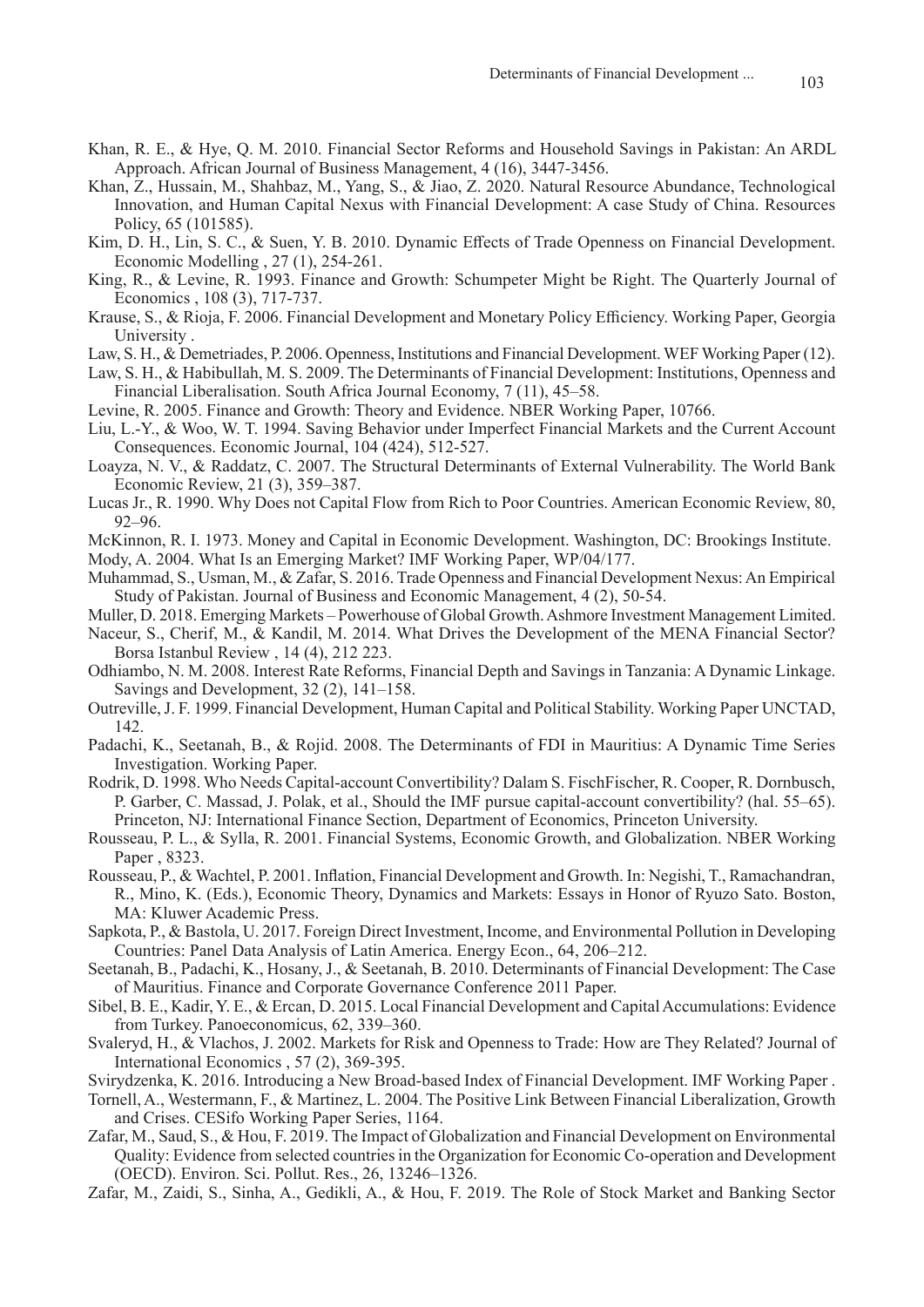Khan, R. E., & Hye, Q. M. 2010. Financial Sector Reforms and Household Savings in Pakistan: An ARDL Approach. African Journal of Business Management, 4 (16), 3447-3456.

Khan, Z., Hussain, M., Shahbaz, M., Yang, S., & Jiao, Z. 2020. Natural Resource Abundance, Technological Innovation, and Human Capital Nexus with Financial Development: A case Study of China. Resources Policy, 65 (101585).

Kim, D. H., Lin, S. C., & Suen, Y. B. 2010. Dynamic Effects of Trade Openness on Financial Development. Economic Modelling , 27 (1), 254-261.

King, R., & Levine, R. 1993. Finance and Growth: Schumpeter Might be Right. The Quarterly Journal of Economics , 108 (3), 717-737.

Krause, S., & Rioja, F. 2006. Financial Development and Monetary Policy Efficiency. Working Paper, Georgia University .

Law, S. H., & Demetriades, P. 2006. Openness, Institutions and Financial Development. WEF Working Paper (12).

Law, S. H., & Habibullah, M. S. 2009. The Determinants of Financial Development: Institutions, Openness and Financial Liberalisation. South Africa Journal Economy, 7 (11), 45–58.

Levine, R. 2005. Finance and Growth: Theory and Evidence. NBER Working Paper, 10766.

Liu, L.-Y., & Woo, W. T. 1994. Saving Behavior under Imperfect Financial Markets and the Current Account Consequences. Economic Journal, 104 (424), 512-527.

Loayza, N. V., & Raddatz, C. 2007. The Structural Determinants of External Vulnerability. The World Bank Economic Review, 21 (3), 359–387.

Lucas Jr., R. 1990. Why Does not Capital Flow from Rich to Poor Countries. American Economic Review, 80, 92–96.

McKinnon, R. I. 1973. Money and Capital in Economic Development. Washington, DC: Brookings Institute.

Mody, A. 2004. What Is an Emerging Market? IMF Working Paper, WP/04/177.

Muhammad, S., Usman, M., & Zafar, S. 2016. Trade Openness and Financial Development Nexus: An Empirical Study of Pakistan. Journal of Business and Economic Management, 4 (2), 50-54.

Muller, D. 2018. Emerging Markets – Powerhouse of Global Growth. Ashmore Investment Management Limited.

Naceur, S., Cherif, M., & Kandil, M. 2014. What Drives the Development of the MENA Financial Sector? Borsa Istanbul Review , 14 (4), 212 223.

Odhiambo, N. M. 2008. Interest Rate Reforms, Financial Depth and Savings in Tanzania: A Dynamic Linkage. Savings and Development, 32 (2), 141–158.

Outreville, J. F. 1999. Financial Development, Human Capital and Political Stability. Working Paper UNCTAD, 142.

Padachi, K., Seetanah, B., & Rojid. 2008. The Determinants of FDI in Mauritius: A Dynamic Time Series Investigation. Working Paper.

Rodrik, D. 1998. Who Needs Capital-account Convertibility? Dalam S. FischFischer, R. Cooper, R. Dornbusch, P. Garber, C. Massad, J. Polak, et al., Should the IMF pursue capital-account convertibility? (hal. 55–65). Princeton, NJ: International Finance Section, Department of Economics, Princeton University.

Rousseau, P. L., & Sylla, R. 2001. Financial Systems, Economic Growth, and Globalization. NBER Working Paper , 8323.

Rousseau, P., & Wachtel, P. 2001. Inflation, Financial Development and Growth. In: Negishi, T., Ramachandran, R., Mino, K. (Eds.), Economic Theory, Dynamics and Markets: Essays in Honor of Ryuzo Sato. Boston, MA: Kluwer Academic Press.

Sapkota, P., & Bastola, U. 2017. Foreign Direct Investment, Income, and Environmental Pollution in Developing Countries: Panel Data Analysis of Latin America. Energy Econ., 64, 206–212.

Seetanah, B., Padachi, K., Hosany, J., & Seetanah, B. 2010. Determinants of Financial Development: The Case of Mauritius. Finance and Corporate Governance Conference 2011 Paper.

Sibel, B. E., Kadir, Y. E., & Ercan, D. 2015. Local Financial Development and Capital Accumulations: Evidence from Turkey. Panoeconomicus, 62, 339–360.

Svaleryd, H., & Vlachos, J. 2002. Markets for Risk and Openness to Trade: How are They Related? Journal of International Economics , 57 (2), 369-395.

Svirydzenka, K. 2016. Introducing a New Broad-based Index of Financial Development. IMF Working Paper .

Tornell, A., Westermann, F., & Martinez, L. 2004. The Positive Link Between Financial Liberalization, Growth and Crises. CESifo Working Paper Series, 1164.

Zafar, M., Saud, S., & Hou, F. 2019. The Impact of Globalization and Financial Development on Environmental Quality: Evidence from selected countries in the Organization for Economic Co-operation and Development (OECD). Environ. Sci. Pollut. Res., 26, 13246–1326.

Zafar, M., Zaidi, S., Sinha, A., Gedikli, A., & Hou, F. 2019. The Role of Stock Market and Banking Sector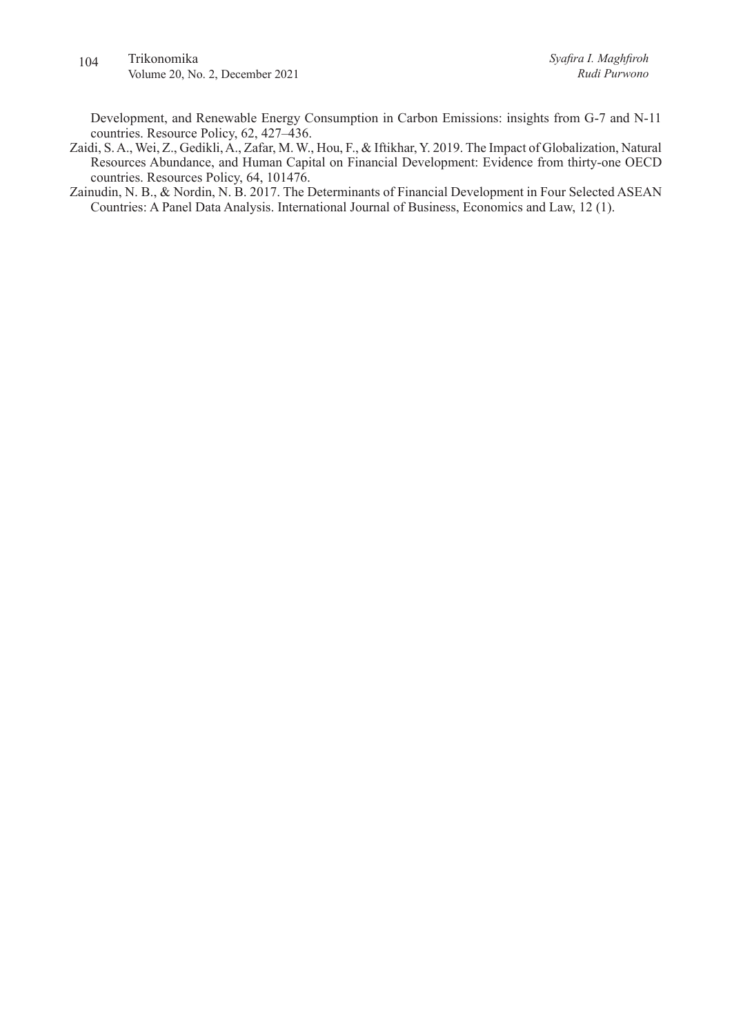Development, and Renewable Energy Consumption in Carbon Emissions: insights from G-7 and N-11 countries. Resource Policy, 62, 427–436.

Zaidi, S. A., Wei, Z., Gedikli, A., Zafar, M. W., Hou, F., & Iftikhar, Y. 2019. The Impact of Globalization, Natural Resources Abundance, and Human Capital on Financial Development: Evidence from thirty-one OECD countries. Resources Policy, 64, 101476.

Zainudin, N. B., & Nordin, N. B. 2017. The Determinants of Financial Development in Four Selected ASEAN Countries: A Panel Data Analysis. International Journal of Business, Economics and Law, 12 (1).